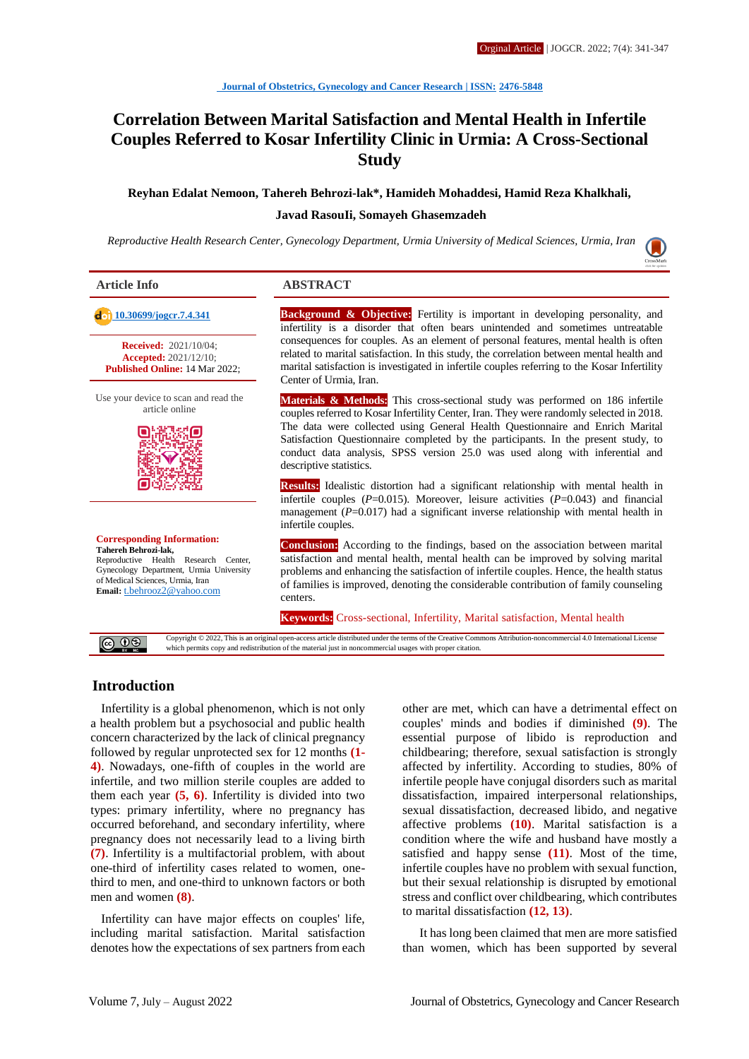Orginal Article | JOGCR. 2022; 7(4): 341-347

Journal of Obstetrics, Gynecology and Cancer Research | ISSN: 2476-5848

# Correlation Between Marital Satisfaction and Mental Health in Infertile Couples Referred to Kosar Infertility Clinic in Urmia: A Cross-Sectional Study

**Reyhan Edalat Nemoon, Tahereh Behrozi-lak\*, Hamideh Mohaddesi, Hamid Reza Khalkhali, Javad RasouIi, Somayeh Ghasemzadeh**

*Reproductive Health Research Center, Gynecology Department, Urmia University of Medical Sciences, Urmia, Iran*

## Article Info

10.30699/jogcr.7.4.341

**Received:** 2021/10/04;
**Accepted:** 2021/12/10;
**Published Online:** 14 Mar 2022;

Use your device to scan and read the article online

**Corresponding Information:**
**Tahereh Behrozi-lak,**
Reproductive Health Research Center, Gynecology Department, Urmia University of Medical Sciences, Urmia, Iran
**Email:** t.behrooz2@yahoo.com

## ABSTRACT

**Background & Objective:** Fertility is important in developing personality, and infertility is a disorder that often bears unintended and sometimes untreatable consequences for couples. As an element of personal features, mental health is often related to marital satisfaction. In this study, the correlation between mental health and marital satisfaction is investigated in infertile couples referring to the Kosar Infertility Center of Urmia, Iran.

**Materials & Methods:** This cross-sectional study was performed on 186 infertile couples referred to Kosar Infertility Center, Iran. They were randomly selected in 2018. The data were collected using General Health Questionnaire and Enrich Marital Satisfaction Questionnaire completed by the participants. In the present study, to conduct data analysis, SPSS version 25.0 was used along with inferential and descriptive statistics.

**Results:** Idealistic distortion had a significant relationship with mental health in infertile couples (*P*=0.015). Moreover, leisure activities (*P*=0.043) and financial management (*P*=0.017) had a significant inverse relationship with mental health in infertile couples.

**Conclusion:** According to the findings, based on the association between marital satisfaction and mental health, mental health can be improved by solving marital problems and enhancing the satisfaction of infertile couples. Hence, the health status of families is improved, denoting the considerable contribution of family counseling centers.

**Keywords:** Cross-sectional, Infertility, Marital satisfaction, Mental health

Copyright © 2022, This is an original open-access article distributed under the terms of the Creative Commons Attribution-noncommercial 4.0 International License which permits copy and redistribution of the material just in noncommercial usages with proper citation.

## Introduction

Infertility is a global phenomenon, which is not only a health problem but a psychosocial and public health concern characterized by the lack of clinical pregnancy followed by regular unprotected sex for 12 months **(1-4)**. Nowadays, one-fifth of couples in the world are infertile, and two million sterile couples are added to them each year **(5, 6)**. Infertility is divided into two types: primary infertility, where no pregnancy has occurred beforehand, and secondary infertility, where pregnancy does not necessarily lead to a living birth **(7)**. Infertility is a multifactorial problem, with about one-third of infertility cases related to women, one-third to men, and one-third to unknown factors or both men and women **(8)**.

Infertility can have major effects on couples' life, including marital satisfaction. Marital satisfaction denotes how the expectations of sex partners from each other are met, which can have a detrimental effect on couples' minds and bodies if diminished **(9)**. The essential purpose of libido is reproduction and childbearing; therefore, sexual satisfaction is strongly affected by infertility. According to studies, 80% of infertile people have conjugal disorders such as marital dissatisfaction, impaired interpersonal relationships, sexual dissatisfaction, decreased libido, and negative affective problems **(10)**. Marital satisfaction is a condition where the wife and husband have mostly a satisfied and happy sense **(11)**. Most of the time, infertile couples have no problem with sexual function, but their sexual relationship is disrupted by emotional stress and conflict over childbearing, which contributes to marital dissatisfaction **(12, 13)**.

It has long been claimed that men are more satisfied than women, which has been supported by several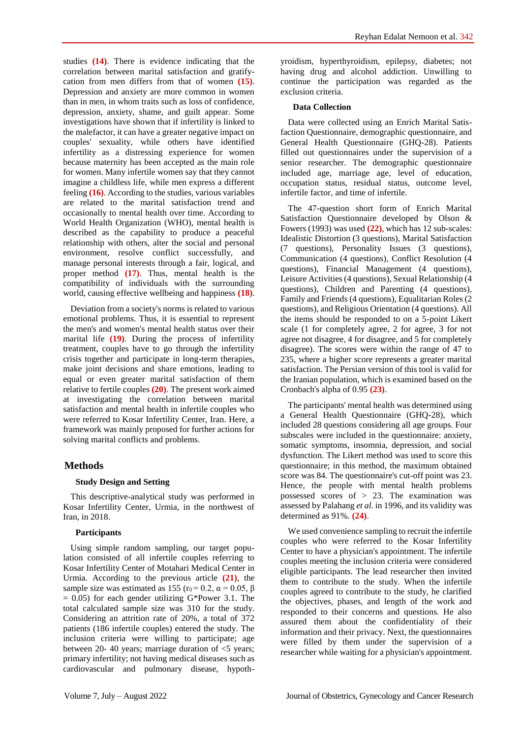studies (14). There is evidence indicating that the correlation between marital satisfaction and gratification from men differs from that of women (15). Depression and anxiety are more common in women than in men, in whom traits such as loss of confidence, depression, anxiety, shame, and guilt appear. Some investigations have shown that if infertility is linked to the malefactor, it can have a greater negative impact on couples' sexuality, while others have identified infertility as a distressing experience for women because maternity has been accepted as the main role for women. Many infertile women say that they cannot imagine a childless life, while men express a different feeling (16). According to the studies, various variables are related to the marital satisfaction trend and occasionally to mental health over time. According to World Health Organization (WHO), mental health is described as the capability to produce a peaceful relationship with others, alter the social and personal environment, resolve conflict successfully, and manage personal interests through a fair, logical, and proper method (17). Thus, mental health is the compatibility of individuals with the surrounding world, causing effective wellbeing and happiness (18).

Deviation from a society's norms is related to various emotional problems. Thus, it is essential to represent the men's and women's mental health status over their marital life (19). During the process of infertility treatment, couples have to go through the infertility crisis together and participate in long-term therapies, make joint decisions and share emotions, leading to equal or even greater marital satisfaction of them relative to fertile couples (20). The present work aimed at investigating the correlation between marital satisfaction and mental health in infertile couples who were referred to Kosar Infertility Center, Iran. Here, a framework was mainly proposed for further actions for solving marital conflicts and problems.

## Methods

### Study Design and Setting

This descriptive-analytical study was performed in Kosar Infertility Center, Urmia, in the northwest of Iran, in 2018.

### Participants

Using simple random sampling, our target population consisted of all infertile couples referring to Kosar Infertility Center of Motahari Medical Center in Urmia. According to the previous article (21), the sample size was estimated as 155 ($r_0 = 0.2$, $\alpha = 0.05$, $\beta = 0.05$) for each gender utilizing G*Power 3.1. The total calculated sample size was 310 for the study. Considering an attrition rate of 20%, a total of 372 patients (186 infertile couples) entered the study. The inclusion criteria were willing to participate; age between 20- 40 years; marriage duration of <5 years; primary infertility; not having medical diseases such as cardiovascular and pulmonary disease, hypothyroidism, hyperthyroidism, epilepsy, diabetes; not having drug and alcohol addiction. Unwilling to continue the participation was regarded as the exclusion criteria.

### Data Collection

Data were collected using an Enrich Marital Satisfaction Questionnaire, demographic questionnaire, and General Health Questionnaire (GHQ-28). Patients filled out questionnaires under the supervision of a senior researcher. The demographic questionnaire included age, marriage age, level of education, occupation status, residual status, outcome level, infertile factor, and time of infertile.

The 47-question short form of Enrich Marital Satisfaction Questionnaire developed by Olson & Fowers (1993) was used (22), which has 12 sub-scales: Idealistic Distortion (3 questions), Marital Satisfaction (7 questions), Personality Issues (3 questions), Communication (4 questions), Conflict Resolution (4 questions), Financial Management (4 questions), Leisure Activities (4 questions), Sexual Relationship (4 questions), Children and Parenting (4 questions), Family and Friends (4 questions), Equalitarian Roles (2 questions), and Religious Orientation (4 questions). All the items should be responded to on a 5-point Likert scale (1 for completely agree, 2 for agree, 3 for not agree not disagree, 4 for disagree, and 5 for completely disagree). The scores were within the range of 47 to 235, where a higher score represents a greater marital satisfaction. The Persian version of this tool is valid for the Iranian population, which is examined based on the Cronbach's alpha of 0.95 (23).

The participants' mental health was determined using a General Health Questionnaire (GHQ-28), which included 28 questions considering all age groups. Four subscales were included in the questionnaire: anxiety, somatic symptoms, insomnia, depression, and social dysfunction. The Likert method was used to score this questionnaire; in this method, the maximum obtained score was 84. The questionnaire's cut-off point was 23. Hence, the people with mental health problems possessed scores of > 23. The examination was assessed by Palahang *et al.* in 1996, and its validity was determined as 91%. (24).

We used convenience sampling to recruit the infertile couples who were referred to the Kosar Infertility Center to have a physician's appointment. The infertile couples meeting the inclusion criteria were considered eligible participants. The lead researcher then invited them to contribute to the study. When the infertile couples agreed to contribute to the study, he clarified the objectives, phases, and length of the work and responded to their concerns and questions. He also assured them about the confidentiality of their information and their privacy. Next, the questionnaires were filled by them under the supervision of a researcher while waiting for a physician's appointment.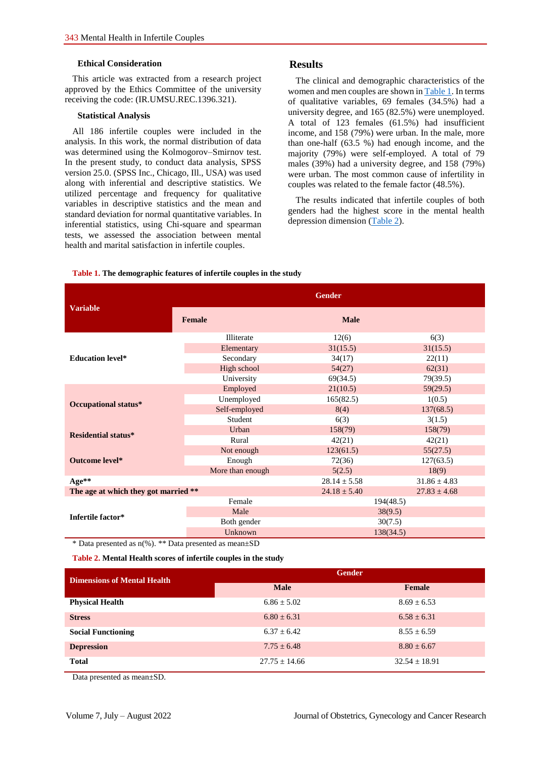### Ethical Consideration

This article was extracted from a research project approved by the Ethics Committee of the university receiving the code: (IR.UMSU.REC.1396.321).

### Statistical Analysis

All 186 infertile couples were included in the analysis. In this work, the normal distribution of data was determined using the Kolmogorov–Smirnov test. In the present study, to conduct data analysis, SPSS version 25.0. (SPSS Inc., Chicago, Ill., USA) was used along with inferential and descriptive statistics. We utilized percentage and frequency for qualitative variables in descriptive statistics and the mean and standard deviation for normal quantitative variables. In inferential statistics, using Chi-square and spearman tests, we assessed the association between mental health and marital satisfaction in infertile couples.

## Results

The clinical and demographic characteristics of the women and men couples are shown in Table 1. In terms of qualitative variables, 69 females (34.5%) had a university degree, and 165 (82.5%) were unemployed. A total of 123 females (61.5%) had insufficient income, and 158 (79%) were urban. In the male, more than one-half (63.5 %) had enough income, and the majority (79%) were self-employed. A total of 79 males (39%) had a university degree, and 158 (79%) were urban. The most common cause of infertility in couples was related to the female factor (48.5%).

The results indicated that infertile couples of both genders had the highest score in the mental health depression dimension (Table 2).

**Table 1.** The demographic features of infertile couples in the study

| Variable | | Gender | |
|---|---|---|---|
| | | Female | Male |
| Education level* | Illiterate | 12(6) | 6(3) |
| | Elementary | 31(15.5) | 31(15.5) |
| | Secondary | 34(17) | 22(11) |
| | High school | 54(27) | 62(31) |
| | University | 69(34.5) | 79(39.5) |
| Occupational status* | Employed | 21(10.5) | 59(29.5) |
| | Unemployed | 165(82.5) | 1(0.5) |
| | Self-employed | 8(4) | 137(68.5) |
| | Student | 6(3) | 3(1.5) |
| Residential status* | Urban | 158(79) | 158(79) |
| | Rural | 42(21) | 42(21) |
| Outcome level* | Not enough | 123(61.5) | 55(27.5) |
| | Enough | 72(36) | 127(63.5) |
| | More than enough | 5(2.5) | 18(9) |
| Age** | | 28.14 ± 5.58 | 31.86 ± 4.83 |
| The age at which they got married ** | | 24.18 ± 5.40 | 27.83 ± 4.68 |
| Infertile factor* | Female | 194(48.5) | |
| | Male | 38(9.5) | |
| | Both gender | 30(7.5) | |
| | Unknown | 138(34.5) | |

\* Data presented as n(%). ** Data presented as mean±SD

**Table 2.** Mental Health scores of infertile couples in the study

| Dimensions of Mental Health | Gender | |
|---|---|---|
| | Male | Female |
| **Physical Health** | 6.86 ± 5.02 | 8.69 ± 6.53 |
| **Stress** | 6.80 ± 6.31 | 6.58 ± 6.31 |
| **Social Functioning** | 6.37 ± 6.42 | 8.55 ± 6.59 |
| **Depression** | 7.75 ± 6.48 | 8.80 ± 6.67 |
| **Total** | 27.75 ± 14.66 | 32.54 ± 18.91 |

Data presented as mean±SD.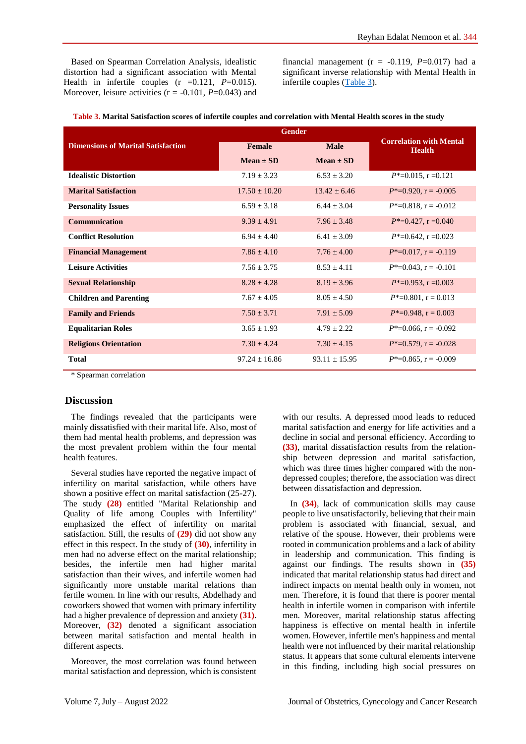Based on Spearman Correlation Analysis, idealistic distortion had a significant association with Mental Health in infertile couples (r =0.121, *P*=0.015). Moreover, leisure activities (r = -0.101, *P*=0.043) and financial management (r = -0.119, *P*=0.017) had a significant inverse relationship with Mental Health in infertile couples (Table 3).

**Table 3. Marital Satisfaction scores of infertile couples and correlation with Mental Health scores in the study**

| Dimensions of Marital Satisfaction | Gender | | Correlation with Mental Health |
|---|---|---|---|
| | Female | Male | |
| | Mean ± SD | Mean ± SD | |
| **Idealistic Distortion** | 7.19 ± 3.23 | 6.53 ± 3.20 | *P**=0.015, r =0.121 |
| **Marital Satisfaction** | 17.50 ± 10.20 | 13.42 ± 6.46 | *P**=0.920, r = -0.005 |
| **Personality Issues** | 6.59 ± 3.18 | 6.44 ± 3.04 | *P**=0.818, r = -0.012 |
| **Communication** | 9.39 ± 4.91 | 7.96 ± 3.48 | *P**=0.427, r =0.040 |
| **Conflict Resolution** | 6.94 ± 4.40 | 6.41 ± 3.09 | *P**=0.642, r =0.023 |
| **Financial Management** | 7.86 ± 4.10 | 7.76 ± 4.00 | *P**=0.017, r = -0.119 |
| **Leisure Activities** | 7.56 ± 3.75 | 8.53 ± 4.11 | *P**=0.043, r = -0.101 |
| **Sexual Relationship** | 8.28 ± 4.28 | 8.19 ± 3.96 | *P**=0.953, r =0.003 |
| **Children and Parenting** | 7.67 ± 4.05 | 8.05 ± 4.50 | *P**=0.801, r = 0.013 |
| **Family and Friends** | 7.50 ± 3.71 | 7.91 ± 5.09 | *P**=0.948, r = 0.003 |
| **Equalitarian Roles** | 3.65 ± 1.93 | 4.79 ± 2.22 | *P**=0.066, r = -0.092 |
| **Religious Orientation** | 7.30 ± 4.24 | 7.30 ± 4.15 | *P**=0.579, r = -0.028 |
| **Total** | 97.24 ± 16.86 | 93.11 ± 15.95 | *P**=0.865, r = -0.009 |

\* Spearman correlation

## Discussion

The findings revealed that the participants were mainly dissatisfied with their marital life. Also, most of them had mental health problems, and depression was the most prevalent problem within the four mental health features.

Several studies have reported the negative impact of infertility on marital satisfaction, while others have shown a positive effect on marital satisfaction (25-27). The study **(28)** entitled "Marital Relationship and Quality of life among Couples with Infertility" emphasized the effect of infertility on marital satisfaction. Still, the results of **(29)** did not show any effect in this respect. In the study of **(30)**, infertility in men had no adverse effect on the marital relationship; besides, the infertile men had higher marital satisfaction than their wives, and infertile women had significantly more unstable marital relations than fertile women. In line with our results, Abdelhady and coworkers showed that women with primary infertility had a higher prevalence of depression and anxiety **(31)**. Moreover, **(32)** denoted a significant association between marital satisfaction and mental health in different aspects.

Moreover, the most correlation was found between marital satisfaction and depression, which is consistent with our results. A depressed mood leads to reduced marital satisfaction and energy for life activities and a decline in social and personal efficiency. According to **(33)**, marital dissatisfaction results from the relationship between depression and marital satisfaction, which was three times higher compared with the non-depressed couples; therefore, the association was direct between dissatisfaction and depression.

In **(34)**, lack of communication skills may cause people to live unsatisfactorily, believing that their main problem is associated with financial, sexual, and relative of the spouse. However, their problems were rooted in communication problems and a lack of ability in leadership and communication. This finding is against our findings. The results shown in **(35)** indicated that marital relationship status had direct and indirect impacts on mental health only in women, not men. Therefore, it is found that there is poorer mental health in infertile women in comparison with infertile men. Moreover, marital relationship status affecting happiness is effective on mental health in infertile women. However, infertile men's happiness and mental health were not influenced by their marital relationship status. It appears that some cultural elements intervene in this finding, including high social pressures on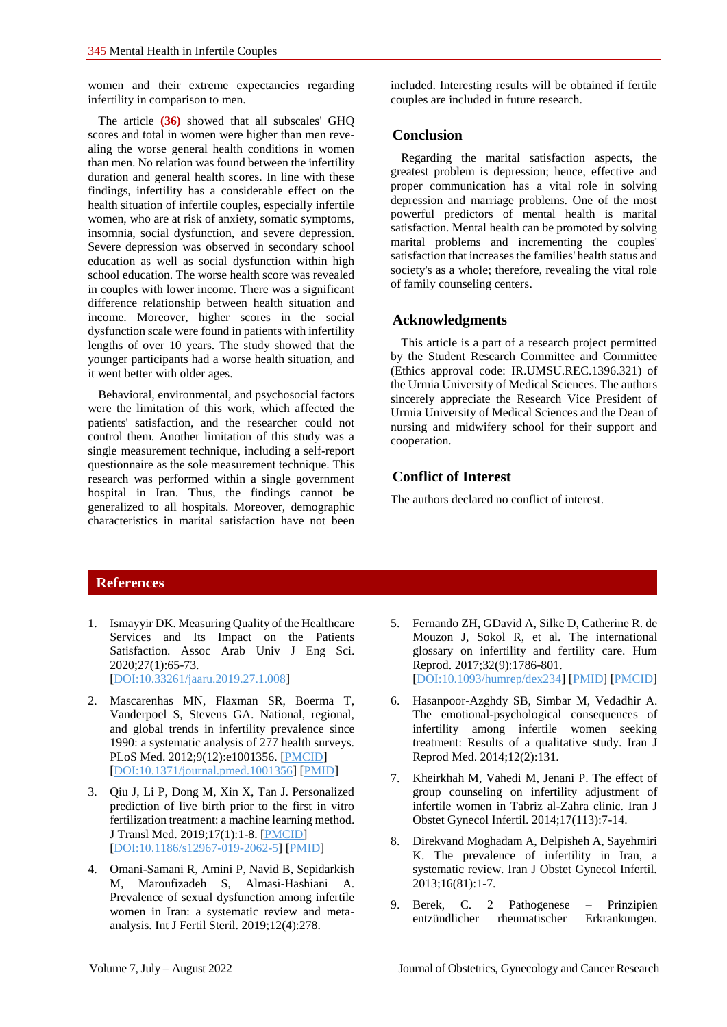women and their extreme expectancies regarding infertility in comparison to men.

The article **(36)** showed that all subscales' GHQ scores and total in women were higher than men revealing the worse general health conditions in women than men. No relation was found between the infertility duration and general health scores. In line with these findings, infertility has a considerable effect on the health situation of infertile couples, especially infertile women, who are at risk of anxiety, somatic symptoms, insomnia, social dysfunction, and severe depression. Severe depression was observed in secondary school education as well as social dysfunction within high school education. The worse health score was revealed in couples with lower income. There was a significant difference relationship between health situation and income. Moreover, higher scores in the social dysfunction scale were found in patients with infertility lengths of over 10 years. The study showed that the younger participants had a worse health situation, and it went better with older ages.

Behavioral, environmental, and psychosocial factors were the limitation of this work, which affected the patients' satisfaction, and the researcher could not control them. Another limitation of this study was a single measurement technique, including a self-report questionnaire as the sole measurement technique. This research was performed within a single government hospital in Iran. Thus, the findings cannot be generalized to all hospitals. Moreover, demographic characteristics in marital satisfaction have not been included. Interesting results will be obtained if fertile couples are included in future research.

## Conclusion

Regarding the marital satisfaction aspects, the greatest problem is depression; hence, effective and proper communication has a vital role in solving depression and marriage problems. One of the most powerful predictors of mental health is marital satisfaction. Mental health can be promoted by solving marital problems and incrementing the couples' satisfaction that increases the families' health status and society's as a whole; therefore, revealing the vital role of family counseling centers.

## Acknowledgments

This article is a part of a research project permitted by the Student Research Committee and Committee (Ethics approval code: IR.UMSU.REC.1396.321) of the Urmia University of Medical Sciences. The authors sincerely appreciate the Research Vice President of Urmia University of Medical Sciences and the Dean of nursing and midwifery school for their support and cooperation.

## Conflict of Interest

The authors declared no conflict of interest.

## References

1. Ismayyir DK. Measuring Quality of the Healthcare Services and Its Impact on the Patients Satisfaction. Assoc Arab Univ J Eng Sci. 2020;27(1):65-73. [DOI:10.33261/jaaru.2019.27.1.008]
2. Mascarenhas MN, Flaxman SR, Boerma T, Vanderpoel S, Stevens GA. National, regional, and global trends in infertility prevalence since 1990: a systematic analysis of 277 health surveys. PLoS Med. 2012;9(12):e1001356. [PMCID] [DOI:10.1371/journal.pmed.1001356] [PMID]
3. Qiu J, Li P, Dong M, Xin X, Tan J. Personalized prediction of live birth prior to the first in vitro fertilization treatment: a machine learning method. J Transl Med. 2019;17(1):1-8. [PMCID] [DOI:10.1186/s12967-019-2062-5] [PMID]
4. Omani-Samani R, Amini P, Navid B, Sepidarkish M, Maroufizadeh S, Almasi-Hashiani A. Prevalence of sexual dysfunction among infertile women in Iran: a systematic review and meta-analysis. Int J Fertil Steril. 2019;12(4):278.
5. Fernando ZH, GDavid A, Silke D, Catherine R. de Mouzon J, Sokol R, et al. The international glossary on infertility and fertility care. Hum Reprod. 2017;32(9):1786-801. [DOI:10.1093/humrep/dex234] [PMID] [PMCID]
6. Hasanpoor-Azghdy SB, Simbar M, Vedadhir A. The emotional-psychological consequences of infertility among infertile women seeking treatment: Results of a qualitative study. Iran J Reprod Med. 2014;12(2):131.
7. Kheirkhah M, Vahedi M, Jenani P. The effect of group counseling on infertility adjustment of infertile women in Tabriz al-Zahra clinic. Iran J Obstet Gynecol Infertil. 2014;17(113):7-14.
8. Direkvand Moghadam A, Delpisheh A, Sayehmiri K. The prevalence of infertility in Iran, a systematic review. Iran J Obstet Gynecol Infertil. 2013;16(81):1-7.
9. Berek, C. 2 Pathogenese – Prinzipien entzündlicher rheumatischer Erkrankungen.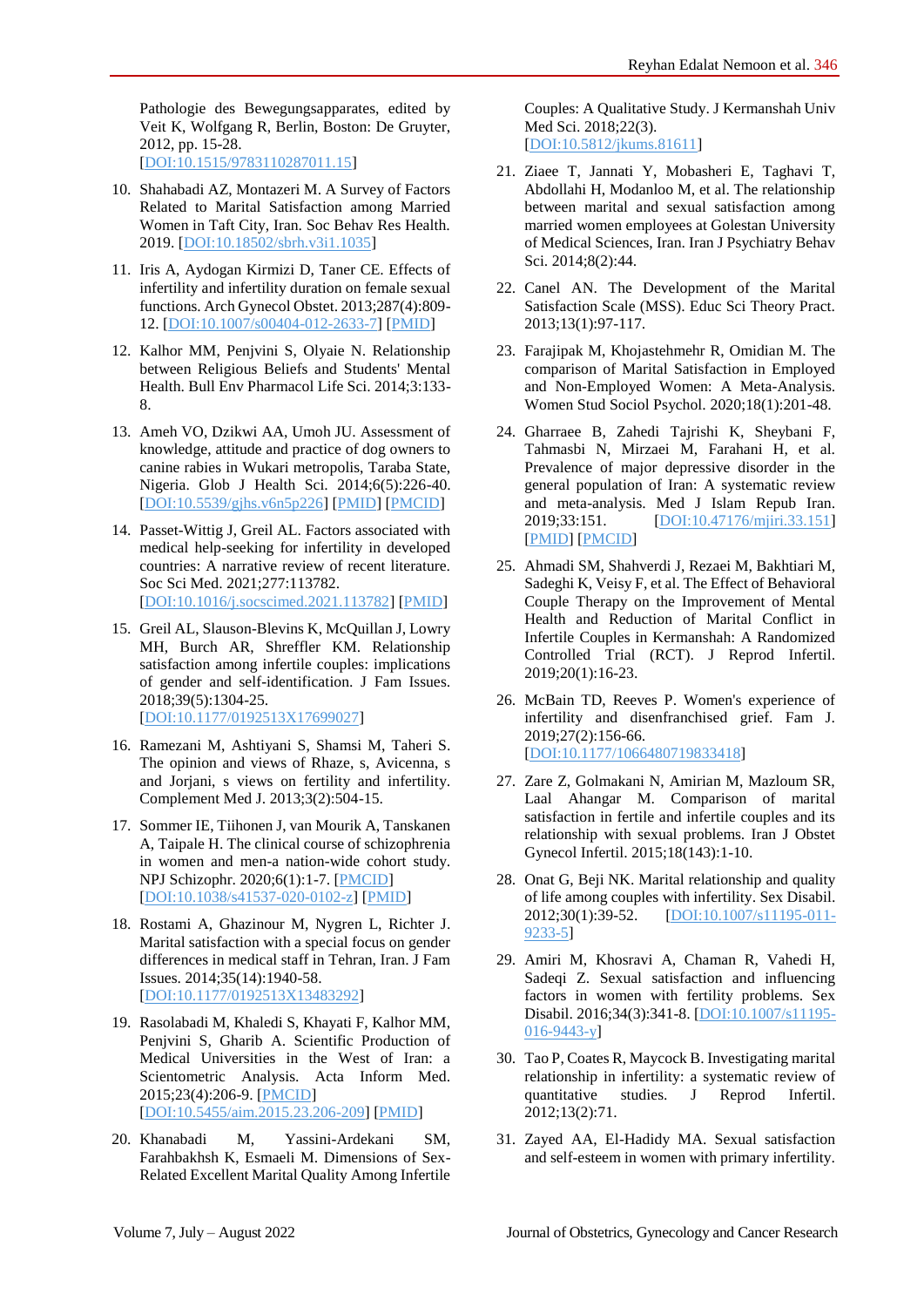Pathologie des Bewegungsapparates, edited by Veit K, Wolfgang R, Berlin, Boston: De Gruyter, 2012, pp. 15-28. [DOI:10.1515/9783110287011.15]

10. Shahabadi AZ, Montazeri M. A Survey of Factors Related to Marital Satisfaction among Married Women in Taft City, Iran. Soc Behav Res Health. 2019. [DOI:10.18502/sbrh.v3i1.1035]
11. Iris A, Aydogan Kirmizi D, Taner CE. Effects of infertility and infertility duration on female sexual functions. Arch Gynecol Obstet. 2013;287(4):809-12. [DOI:10.1007/s00404-012-2633-7] [PMID]
12. Kalhor MM, Penjvini S, Olyaie N. Relationship between Religious Beliefs and Students' Mental Health. Bull Env Pharmacol Life Sci. 2014;3:133-8.
13. Ameh VO, Dzikwi AA, Umoh JU. Assessment of knowledge, attitude and practice of dog owners to canine rabies in Wukari metropolis, Taraba State, Nigeria. Glob J Health Sci. 2014;6(5):226-40. [DOI:10.5539/gjhs.v6n5p226] [PMID] [PMCID]
14. Passet-Wittig J, Greil AL. Factors associated with medical help-seeking for infertility in developed countries: A narrative review of recent literature. Soc Sci Med. 2021;277:113782. [DOI:10.1016/j.socscimed.2021.113782] [PMID]
15. Greil AL, Slauson-Blevins K, McQuillan J, Lowry MH, Burch AR, Shreffler KM. Relationship satisfaction among infertile couples: implications of gender and self-identification. J Fam Issues. 2018;39(5):1304-25. [DOI:10.1177/0192513X17699027]
16. Ramezani M, Ashtiyani S, Shamsi M, Taheri S. The opinion and views of Rhaze, s, Avicenna, s and Jorjani, s views on fertility and infertility. Complement Med J. 2013;3(2):504-15.
17. Sommer IE, Tiihonen J, van Mourik A, Tanskanen A, Taipale H. The clinical course of schizophrenia in women and men-a nation-wide cohort study. NPJ Schizophr. 2020;6(1):1-7. [PMCID] [DOI:10.1038/s41537-020-0102-z] [PMID]
18. Rostami A, Ghazinour M, Nygren L, Richter J. Marital satisfaction with a special focus on gender differences in medical staff in Tehran, Iran. J Fam Issues. 2014;35(14):1940-58. [DOI:10.1177/0192513X13483292]
19. Rasolabadi M, Khaledi S, Khayati F, Kalhor MM, Penjvini S, Gharib A. Scientific Production of Medical Universities in the West of Iran: a Scientometric Analysis. Acta Inform Med. 2015;23(4):206-9. [PMCID] [DOI:10.5455/aim.2015.23.206-209] [PMID]
20. Khanabadi M, Yassini-Ardekani SM, Farahbakhsh K, Esmaeli M. Dimensions of Sex-Related Excellent Marital Quality Among Infertile Couples: A Qualitative Study. J Kermanshah Univ Med Sci. 2018;22(3). [DOI:10.5812/jkums.81611]
21. Ziaee T, Jannati Y, Mobasheri E, Taghavi T, Abdollahi H, Modanloo M, et al. The relationship between marital and sexual satisfaction among married women employees at Golestan University of Medical Sciences, Iran. Iran J Psychiatry Behav Sci. 2014;8(2):44.
22. Canel AN. The Development of the Marital Satisfaction Scale (MSS). Educ Sci Theory Pract. 2013;13(1):97-117.
23. Farajipak M, Khojastehmehr R, Omidian M. The comparison of Marital Satisfaction in Employed and Non-Employed Women: A Meta-Analysis. Women Stud Sociol Psychol. 2020;18(1):201-48.
24. Gharraee B, Zahedi Tajrishi K, Sheybani F, Tahmasbi N, Mirzaei M, Farahani H, et al. Prevalence of major depressive disorder in the general population of Iran: A systematic review and meta-analysis. Med J Islam Repub Iran. 2019;33:151. [DOI:10.47176/mjiri.33.151] [PMID] [PMCID]
25. Ahmadi SM, Shahverdi J, Rezaei M, Bakhtiari M, Sadeghi K, Veisy F, et al. The Effect of Behavioral Couple Therapy on the Improvement of Mental Health and Reduction of Marital Conflict in Infertile Couples in Kermanshah: A Randomized Controlled Trial (RCT). J Reprod Infertil. 2019;20(1):16-23.
26. McBain TD, Reeves P. Women's experience of infertility and disenfranchised grief. Fam J. 2019;27(2):156-66. [DOI:10.1177/1066480719833418]
27. Zare Z, Golmakani N, Amirian M, Mazloum SR, Laal Ahangar M. Comparison of marital satisfaction in fertile and infertile couples and its relationship with sexual problems. Iran J Obstet Gynecol Infertil. 2015;18(143):1-10.
28. Onat G, Beji NK. Marital relationship and quality of life among couples with infertility. Sex Disabil. 2012;30(1):39-52. [DOI:10.1007/s11195-011-9233-5]
29. Amiri M, Khosravi A, Chaman R, Vahedi H, Sadeqi Z. Sexual satisfaction and influencing factors in women with fertility problems. Sex Disabil. 2016;34(3):341-8. [DOI:10.1007/s11195-016-9443-y]
30. Tao P, Coates R, Maycock B. Investigating marital relationship in infertility: a systematic review of quantitative studies. J Reprod Infertil. 2012;13(2):71.
31. Zayed AA, El-Hadidy MA. Sexual satisfaction and self-esteem in women with primary infertility.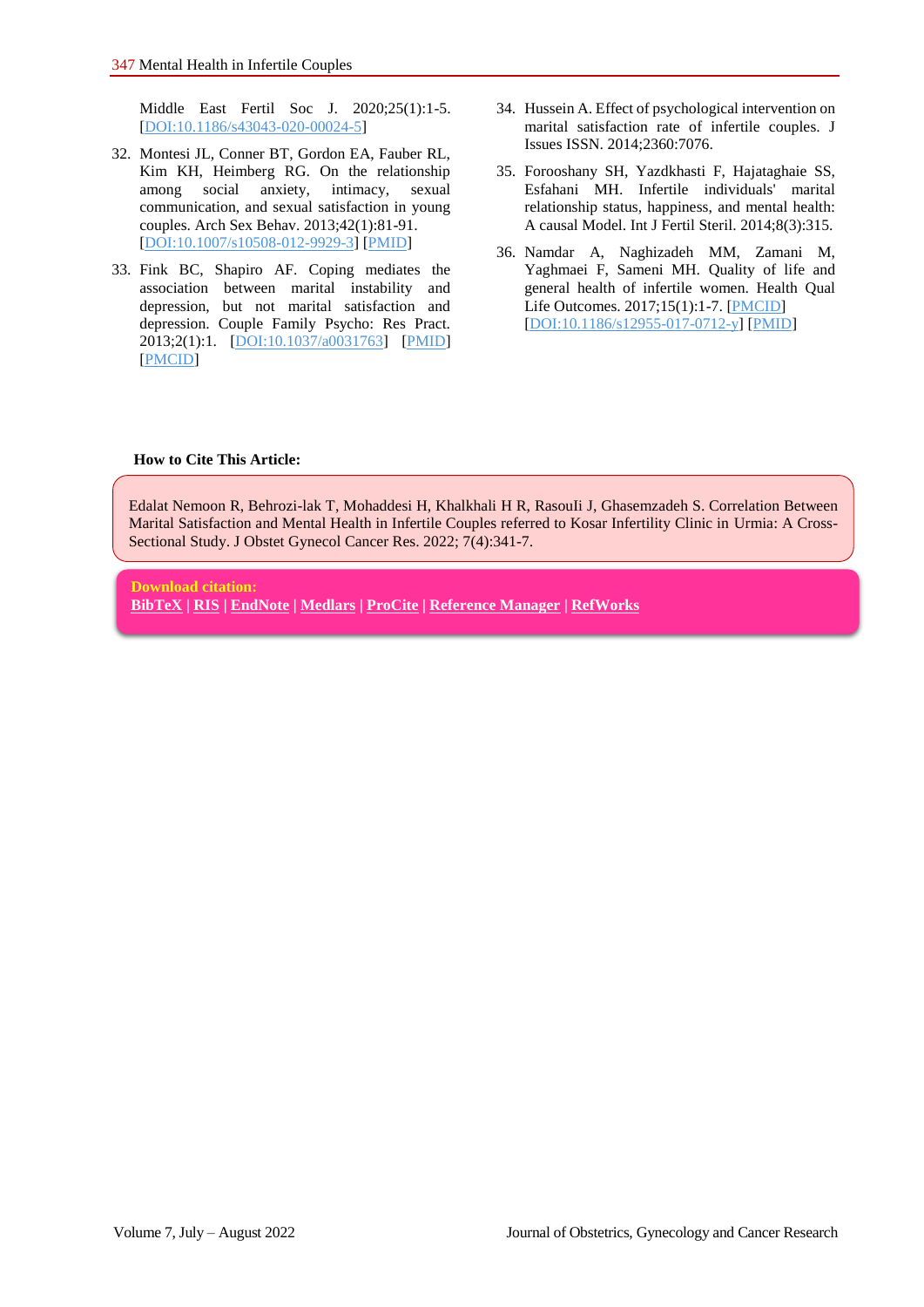Middle East Fertil Soc J. 2020;25(1):1-5. [DOI:10.1186/s43043-020-00024-5]

32. Montesi JL, Conner BT, Gordon EA, Fauber RL, Kim KH, Heimberg RG. On the relationship among social anxiety, intimacy, sexual communication, and sexual satisfaction in young couples. Arch Sex Behav. 2013;42(1):81-91. [DOI:10.1007/s10508-012-9929-3] [PMID]
33. Fink BC, Shapiro AF. Coping mediates the association between marital instability and depression, but not marital satisfaction and depression. Couple Family Psycho: Res Pract. 2013;2(1):1. [DOI:10.1037/a0031763] [PMID] [PMCID]
34. Hussein A. Effect of psychological intervention on marital satisfaction rate of infertile couples. J Issues ISSN. 2014;2360:7076.
35. Forooshany SH, Yazdkhasti F, Hajataghaie SS, Esfahani MH. Infertile individuals' marital relationship status, happiness, and mental health: A causal Model. Int J Fertil Steril. 2014;8(3):315.
36. Namdar A, Naghizadeh MM, Zamani M, Yaghmaei F, Sameni MH. Quality of life and general health of infertile women. Health Qual Life Outcomes. 2017;15(1):1-7. [PMCID] [DOI:10.1186/s12955-017-0712-y] [PMID]

**How to Cite This Article:**

Edalat Nemoon R, Behrozi-lak T, Mohaddesi H, Khalkhali H R, RasouIi J, Ghasemzadeh S. Correlation Between Marital Satisfaction and Mental Health in Infertile Couples referred to Kosar Infertility Clinic in Urmia: A Cross-Sectional Study. J Obstet Gynecol Cancer Res. 2022; 7(4):341-7.

**Download citation:**
**BibTeX | RIS | EndNote | Medlars | ProCite | Reference Manager | RefWorks**